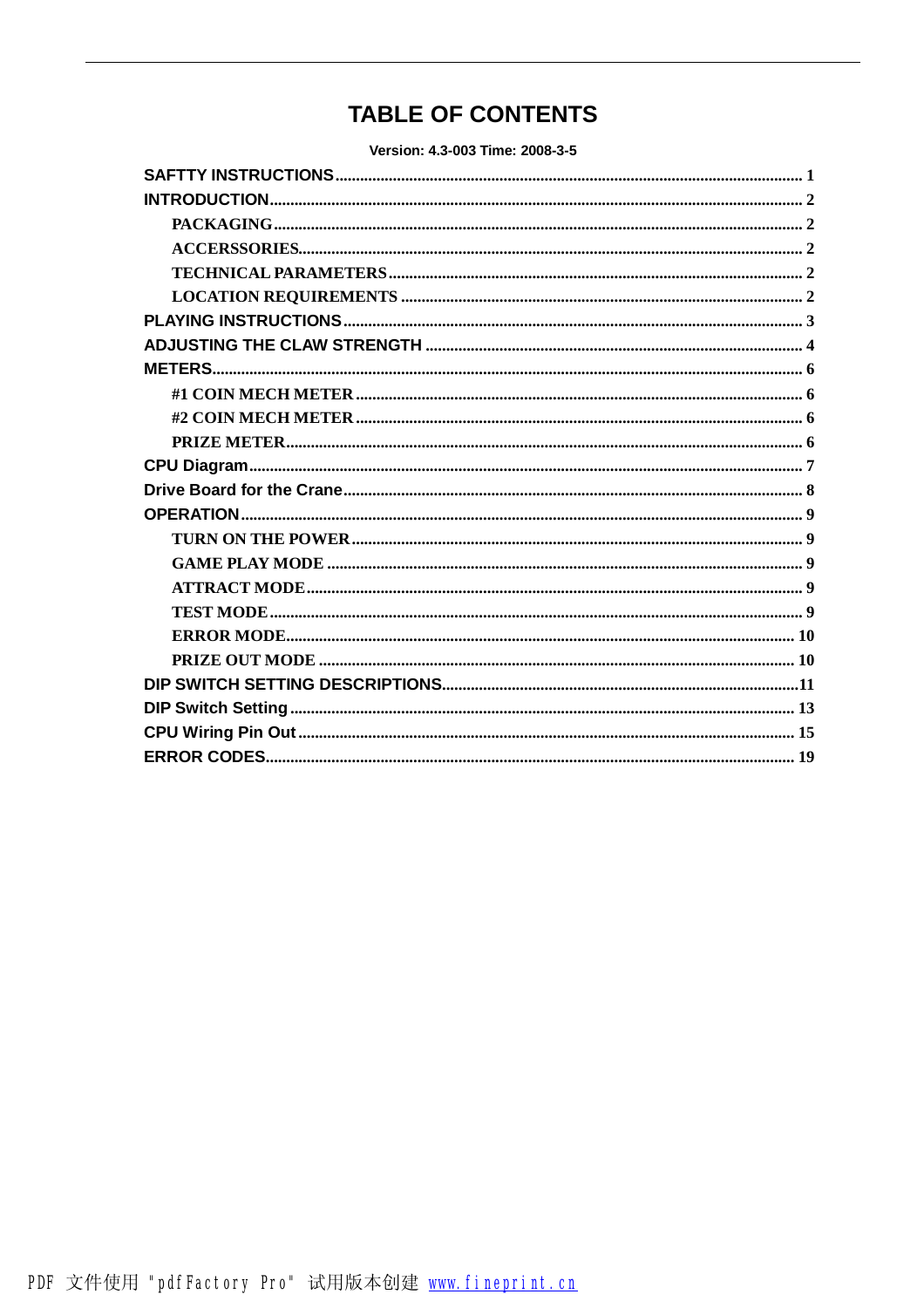# TABLE OF CONTENTS

**Version: 4.3-003 Time: 2008-3-5**

**SAFTTY INSTRUCTIONS** ........ 1

**INTRODUCTION** ........ 2

- PACKAGING ........ 2
- ACCERSSORIES ........ 2
- TECHNICAL PARAMETERS ........ 2
- LOCATION REQUIREMENTS ........ 2

**PLAYING INSTRUCTIONS** ........ 3

**ADJUSTING THE CLAW STRENGTH** ........ 4

**METERS** ........ 6

- #1 COIN MECH METER ........ 6
- #2 COIN MECH METER ........ 6
- PRIZE METER ........ 6

**CPU Diagram** ........ 7

**Drive Board for the Crane** ........ 8

**OPERATION** ........ 9

- TURN ON THE POWER ........ 9
- GAME PLAY MODE ........ 9
- ATTRACT MODE ........ 9
- TEST MODE ........ 9
- ERROR MODE ........ 10
- PRIZE OUT MODE ........ 10

**DIP SWITCH SETTING DESCRIPTIONS** ........ 11

**DIP Switch Setting** ........ 13

**CPU Wiring Pin Out** ........ 15

**ERROR CODES** ........ 19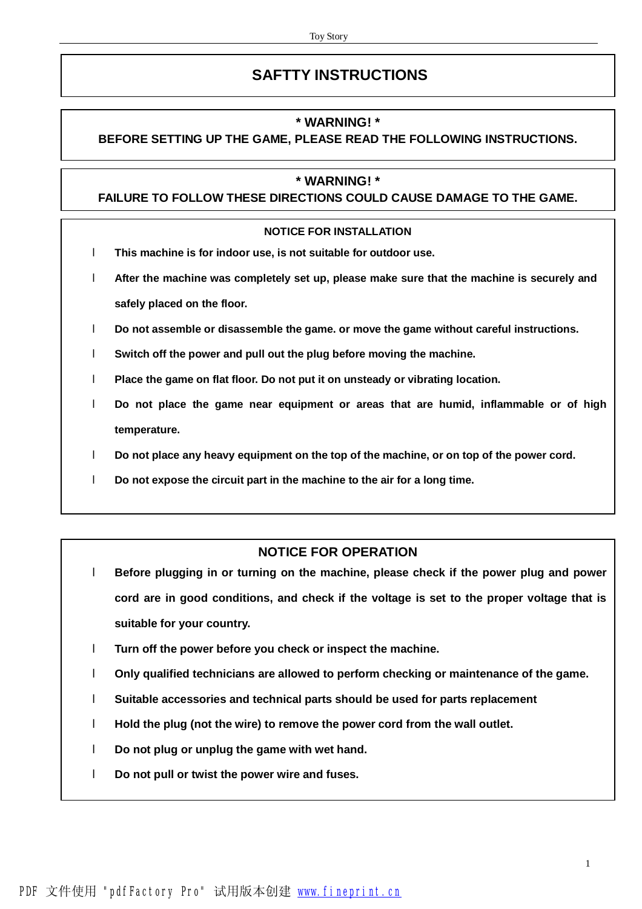# SAFTTY INSTRUCTIONS

**\* WARNING! \***
**BEFORE SETTING UP THE GAME, PLEASE READ THE FOLLOWING INSTRUCTIONS.**

**\* WARNING! \***
**FAILURE TO FOLLOW THESE DIRECTIONS COULD CAUSE DAMAGE TO THE GAME.**

## NOTICE FOR INSTALLATION

- **This machine is for indoor use, is not suitable for outdoor use.**
- **After the machine was completely set up, please make sure that the machine is securely and safely placed on the floor.**
- **Do not assemble or disassemble the game. or move the game without careful instructions.**
- **Switch off the power and pull out the plug before moving the machine.**
- **Place the game on flat floor. Do not put it on unsteady or vibrating location.**
- **Do not place the game near equipment or areas that are humid, inflammable or of high temperature.**
- **Do not place any heavy equipment on the top of the machine, or on top of the power cord.**
- **Do not expose the circuit part in the machine to the air for a long time.**

## NOTICE FOR OPERATION

- **Before plugging in or turning on the machine, please check if the power plug and power cord are in good conditions, and check if the voltage is set to the proper voltage that is suitable for your country.**
- **Turn off the power before you check or inspect the machine.**
- **Only qualified technicians are allowed to perform checking or maintenance of the game.**
- **Suitable accessories and technical parts should be used for parts replacement**
- **Hold the plug (not the wire) to remove the power cord from the wall outlet.**
- **Do not plug or unplug the game with wet hand.**
- **Do not pull or twist the power wire and fuses.**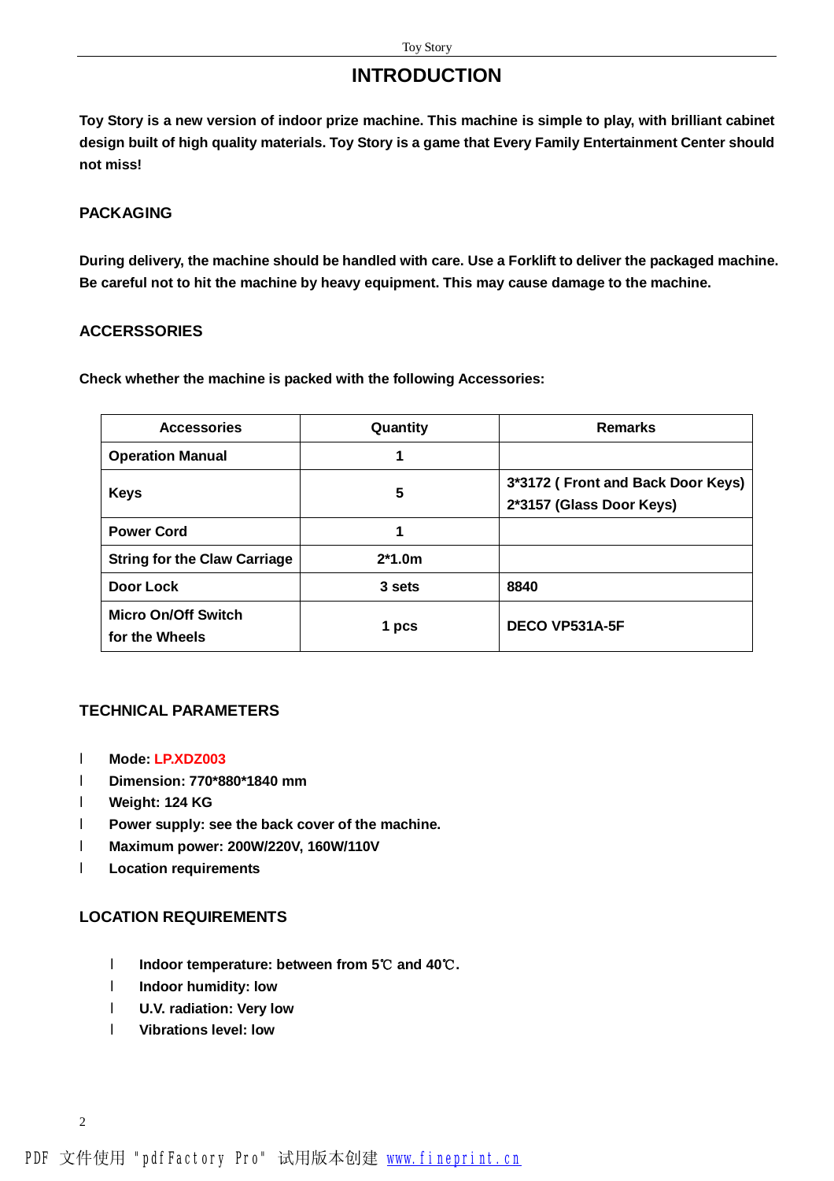# INTRODUCTION

**Toy Story is a new version of indoor prize machine. This machine is simple to play, with brilliant cabinet design built of high quality materials. Toy Story is a game that Every Family Entertainment Center should not miss!**

## PACKAGING

**During delivery, the machine should be handled with care. Use a Forklift to deliver the packaged machine. Be careful not to hit the machine by heavy equipment. This may cause damage to the machine.**

## ACCERSSORIES

**Check whether the machine is packed with the following Accessories:**

| Accessories | Quantity | Remarks |
|---|---|---|
| Operation Manual | 1 | |
| Keys | 5 | 3*3172 ( Front and Back Door Keys) 2*3157 (Glass Door Keys) |
| Power Cord | 1 | |
| String for the Claw Carriage | 2*1.0m | |
| Door Lock | 3 sets | 8840 |
| Micro On/Off Switch for the Wheels | 1 pcs | DECO VP531A-5F |

## TECHNICAL PARAMETERS

- **Mode: LP.XDZ003**
- **Dimension: 770*880*1840 mm**
- **Weight: 124 KG**
- **Power supply: see the back cover of the machine.**
- **Maximum power: 200W/220V, 160W/110V**
- **Location requirements**

## LOCATION REQUIREMENTS

- **Indoor temperature: between from 5℃ and 40℃.**
- **Indoor humidity: low**
- **U.V. radiation: Very low**
- **Vibrations level: low**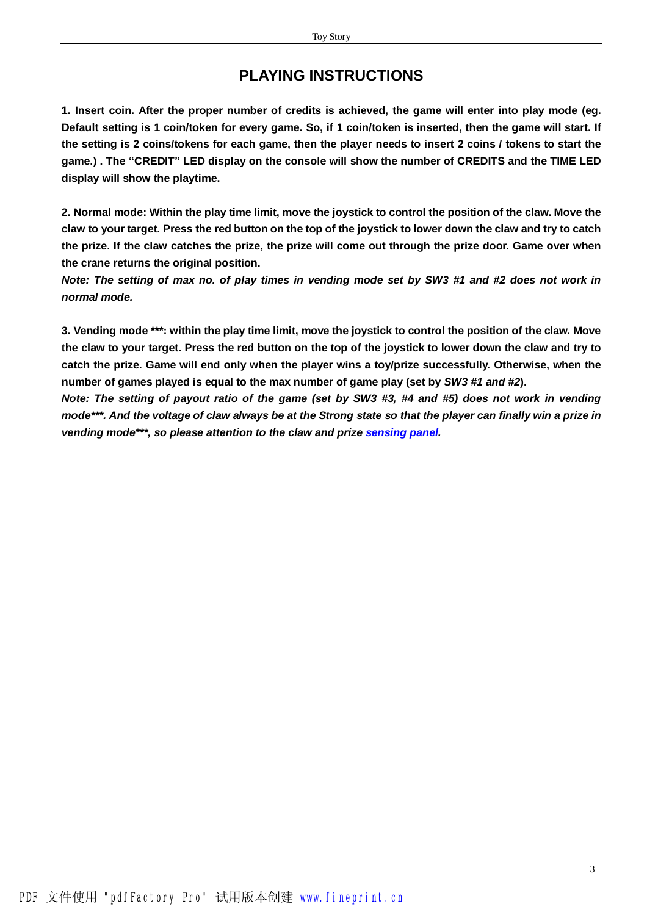# PLAYING INSTRUCTIONS

**1. Insert coin. After the proper number of credits is achieved, the game will enter into play mode (eg. Default setting is 1 coin/token for every game. So, if 1 coin/token is inserted, then the game will start. If the setting is 2 coins/tokens for each game, then the player needs to insert 2 coins / tokens to start the game.) . The "CREDIT" LED display on the console will show the number of CREDITS and the TIME LED display will show the playtime.**

**2. Normal mode: Within the play time limit, move the joystick to control the position of the claw. Move the claw to your target. Press the red button on the top of the joystick to lower down the claw and try to catch the prize. If the claw catches the prize, the prize will come out through the prize door. Game over when the crane returns the original position.**

***Note: The setting of max no. of play times in vending mode set by SW3 #1 and #2 does not work in normal mode.***

**3. Vending mode \*\*\*: within the play time limit, move the joystick to control the position of the claw. Move the claw to your target. Press the red button on the top of the joystick to lower down the claw and try to catch the prize. Game will end only when the player wins a toy/prize successfully. Otherwise, when the number of games played is equal to the max number of game play (set by *SW3 #1 and #2*).**

***Note: The setting of payout ratio of the game (set by SW3 #3, #4 and #5) does not work in vending mode\*\*\*. And the voltage of claw always be at the Strong state so that the player can finally win a prize in vending mode\*\*\*, so please attention to the claw and prize sensing panel.***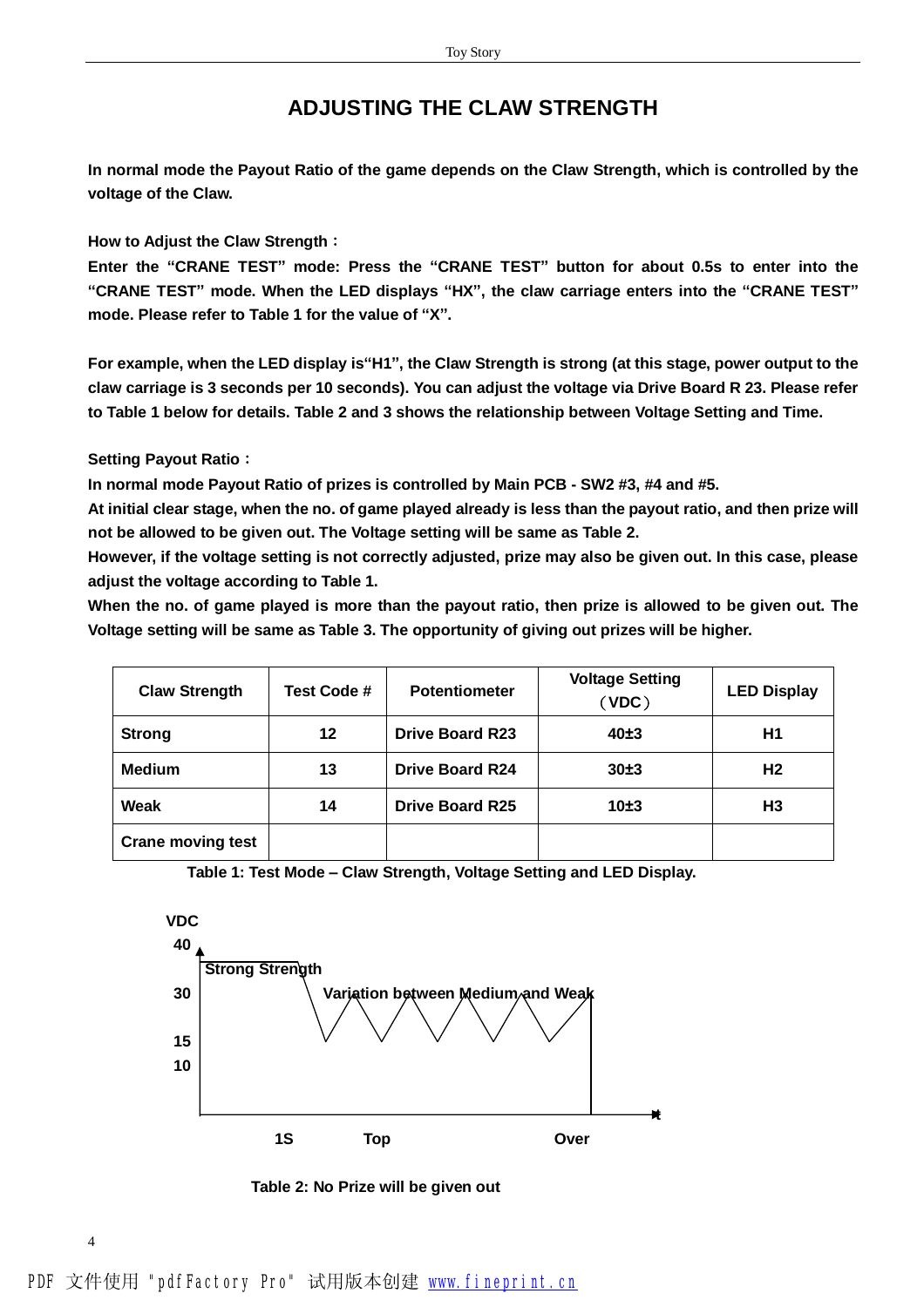# ADJUSTING THE CLAW STRENGTH

**In normal mode the Payout Ratio of the game depends on the Claw Strength, which is controlled by the voltage of the Claw.**

**How to Adjust the Claw Strength：**

**Enter the "CRANE TEST" mode: Press the "CRANE TEST" button for about 0.5s to enter into the "CRANE TEST" mode. When the LED displays "HX", the claw carriage enters into the "CRANE TEST" mode. Please refer to Table 1 for the value of "X".**

**For example, when the LED display is"H1", the Claw Strength is strong (at this stage, power output to the claw carriage is 3 seconds per 10 seconds). You can adjust the voltage via Drive Board R 23. Please refer to Table 1 below for details. Table 2 and 3 shows the relationship between Voltage Setting and Time.**

**Setting Payout Ratio：**

**In normal mode Payout Ratio of prizes is controlled by Main PCB - SW2 #3, #4 and #5.**

**At initial clear stage, when the no. of game played already is less than the payout ratio, and then prize will not be allowed to be given out. The Voltage setting will be same as Table 2.**

**However, if the voltage setting is not correctly adjusted, prize may also be given out. In this case, please adjust the voltage according to Table 1.**

**When the no. of game played is more than the payout ratio, then prize is allowed to be given out. The Voltage setting will be same as Table 3. The opportunity of giving out prizes will be higher.**

| Claw Strength | Test Code # | Potentiometer | Voltage Setting （VDC） | LED Display |
|---|---|---|---|---|
| Strong | 12 | Drive Board R23 | 40±3 | H1 |
| Medium | 13 | Drive Board R24 | 30±3 | H2 |
| Weak | 14 | Drive Board R25 | 10±3 | H3 |
| Crane moving test | | | | |

**Table 1: Test Mode – Claw Strength, Voltage Setting and LED Display.**

VDC
40
Strong Strength
30
Variation between Medium and Weak
15
10
1S　Top　Over

**Table 2: No Prize will be given out**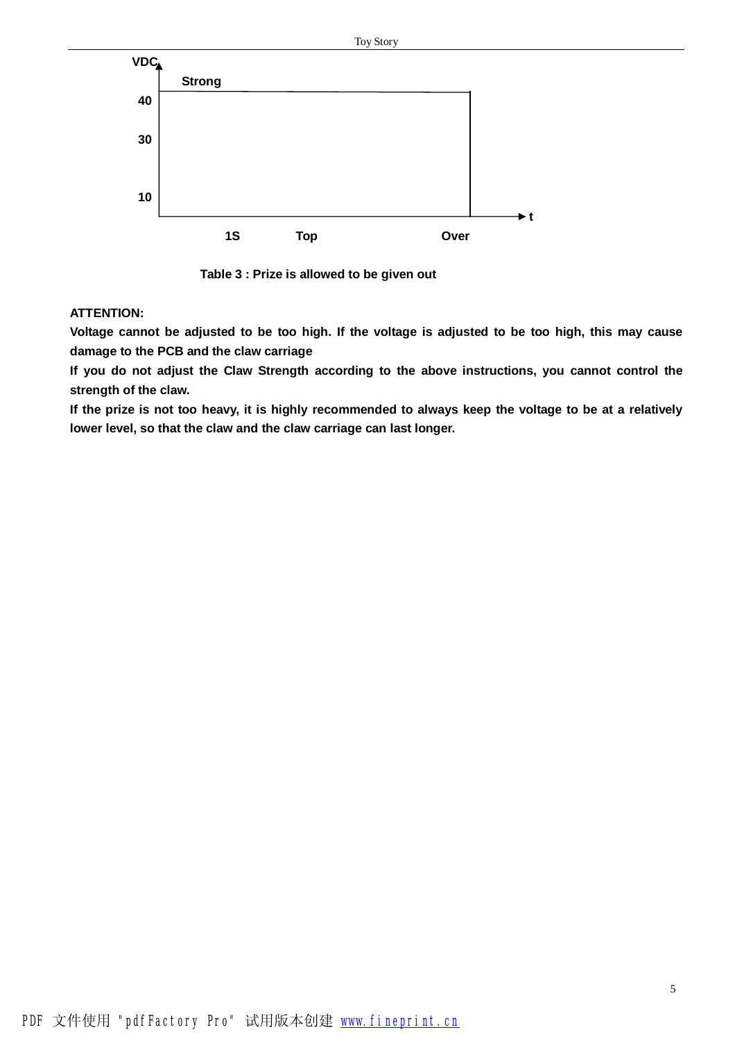VDC

Strong

40

30

10

t

1S Top Over

**Table 3 : Prize is allowed to be given out**

**ATTENTION:**

**Voltage cannot be adjusted to be too high. If the voltage is adjusted to be too high, this may cause damage to the PCB and the claw carriage**

**If you do not adjust the Claw Strength according to the above instructions, you cannot control the strength of the claw.**

**If the prize is not too heavy, it is highly recommended to always keep the voltage to be at a relatively lower level, so that the claw and the claw carriage can last longer.**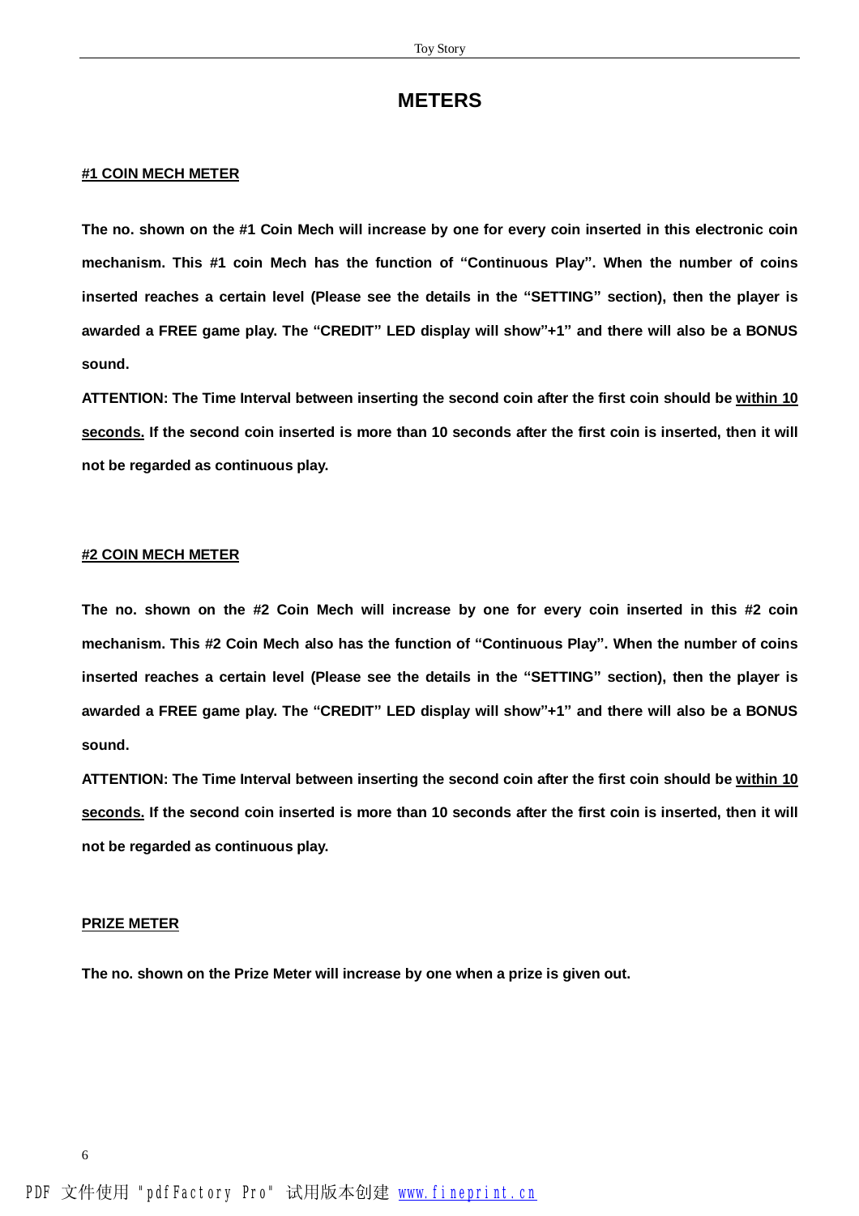# METERS

**#1 COIN MECH METER**

**The no. shown on the #1 Coin Mech will increase by one for every coin inserted in this electronic coin mechanism. This #1 coin Mech has the function of "Continuous Play". When the number of coins inserted reaches a certain level (Please see the details in the "SETTING" section), then the player is awarded a FREE game play. The "CREDIT" LED display will show"+1" and there will also be a BONUS sound.**

**ATTENTION: The Time Interval between inserting the second coin after the first coin should be within 10 seconds. If the second coin inserted is more than 10 seconds after the first coin is inserted, then it will not be regarded as continuous play.**

**#2 COIN MECH METER**

**The no. shown on the #2 Coin Mech will increase by one for every coin inserted in this #2 coin mechanism. This #2 Coin Mech also has the function of "Continuous Play". When the number of coins inserted reaches a certain level (Please see the details in the "SETTING" section), then the player is awarded a FREE game play. The "CREDIT" LED display will show"+1" and there will also be a BONUS sound.**

**ATTENTION: The Time Interval between inserting the second coin after the first coin should be within 10 seconds. If the second coin inserted is more than 10 seconds after the first coin is inserted, then it will not be regarded as continuous play.**

**PRIZE METER**

**The no. shown on the Prize Meter will increase by one when a prize is given out.**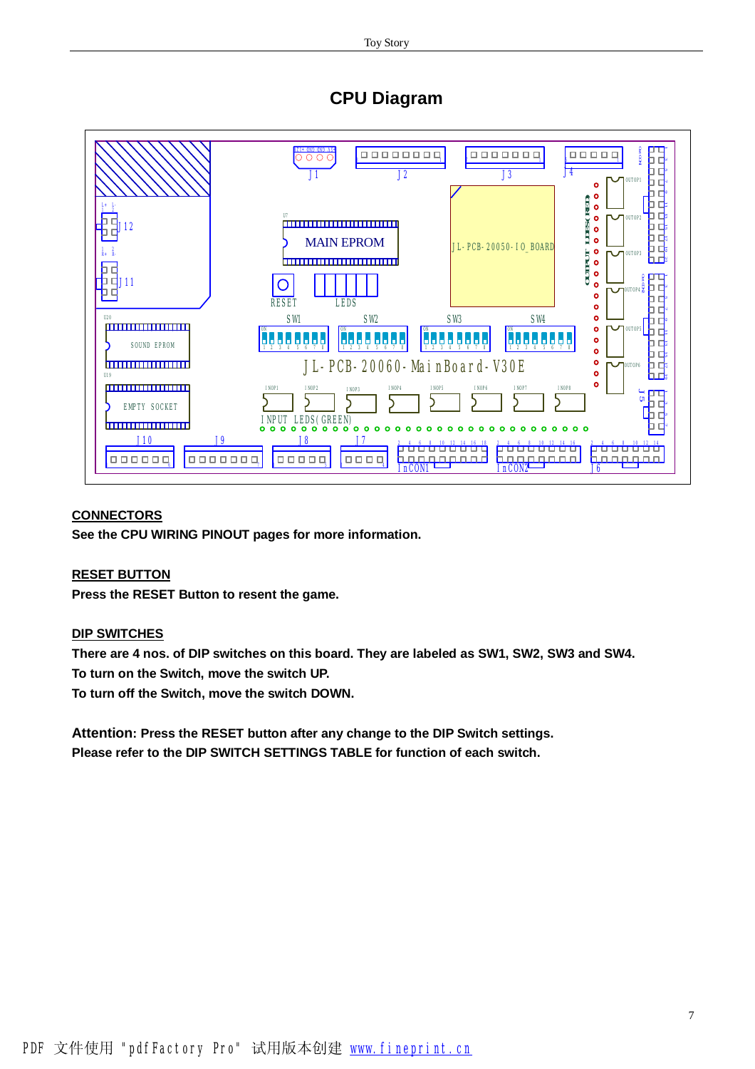# CPU Diagram

## CONNECTORS

**See the CPU WIRING PINOUT pages for more information.**

## RESET BUTTON

**Press the RESET Button to resent the game.**

## DIP SWITCHES

**There are 4 nos. of DIP switches on this board. They are labeled as SW1, SW2, SW3 and SW4.**
**To turn on the Switch, move the switch UP.**
**To turn off the Switch, move the switch DOWN.**

**Attention: Press the RESET button after any change to the DIP Switch settings.**
**Please refer to the DIP SWITCH SETTINGS TABLE for function of each switch.**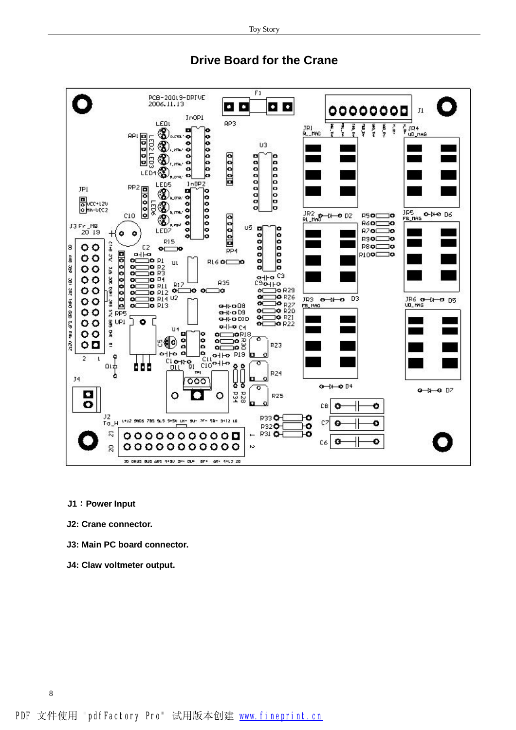# Drive Board for the Crane

**J1：Power Input**

**J2: Crane connector.**

**J3: Main PC board connector.**

**J4: Claw voltmeter output.**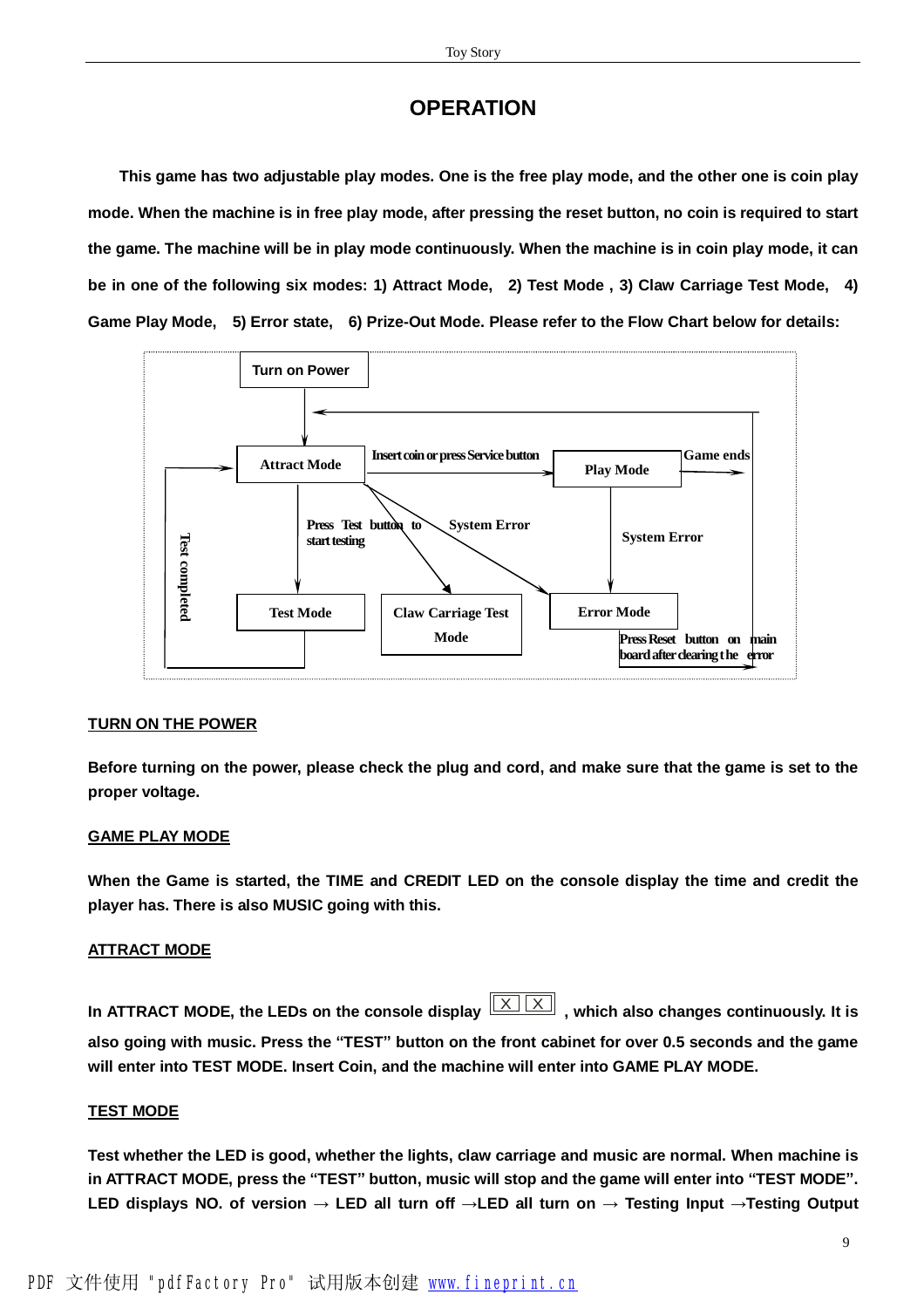# OPERATION

This game has two adjustable play modes. One is the free play mode, and the other one is coin play mode. When the machine is in free play mode, after pressing the reset button, no coin is required to start the game. The machine will be in play mode continuously. When the machine is in coin play mode, it can be in one of the following six modes: 1) Attract Mode, 2) Test Mode , 3) Claw Carriage Test Mode, 4) Game Play Mode, 5) Error state, 6) Prize-Out Mode. Please refer to the Flow Chart below for details:

Turn on Power

Attract Mode

Insert coin or press Service button

Play Mode

Game ends

Press Test button to start testing

System Error

System Error

Test completed

Test Mode

Claw Carriage Test Mode

Error Mode

Press Reset button on main board after clearing the error

## TURN ON THE POWER

Before turning on the power, please check the plug and cord, and make sure that the game is set to the proper voltage.

## GAME PLAY MODE

When the Game is started, the TIME and CREDIT LED on the console display the time and credit the player has. There is also MUSIC going with this.

## ATTRACT MODE

In ATTRACT MODE, the LEDs on the console display X X , which also changes continuously. It is also going with music. Press the "TEST" button on the front cabinet for over 0.5 seconds and the game will enter into TEST MODE. Insert Coin, and the machine will enter into GAME PLAY MODE.

## TEST MODE

Test whether the LED is good, whether the lights, claw carriage and music are normal. When machine is in ATTRACT MODE, press the "TEST" button, music will stop and the game will enter into "TEST MODE". LED displays NO. of version → LED all turn off →LED all turn on → Testing Input →Testing Output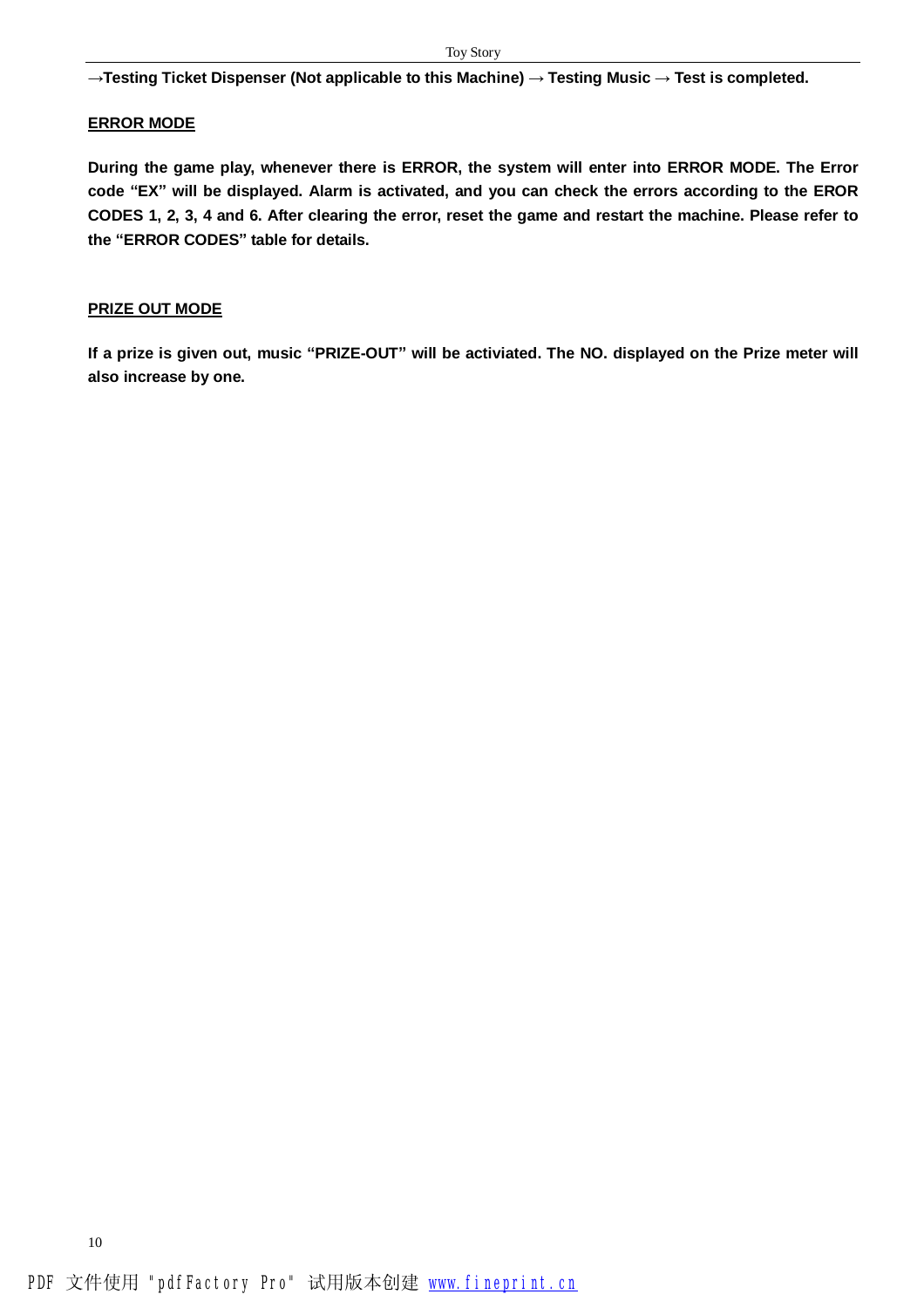**→Testing Ticket Dispenser (Not applicable to this Machine) → Testing Music → Test is completed.**

**ERROR MODE**

**During the game play, whenever there is ERROR, the system will enter into ERROR MODE. The Error code "EX" will be displayed. Alarm is activated, and you can check the errors according to the EROR CODES 1, 2, 3, 4 and 6. After clearing the error, reset the game and restart the machine. Please refer to the "ERROR CODES" table for details.**

**PRIZE OUT MODE**

**If a prize is given out, music "PRIZE-OUT" will be activiated. The NO. displayed on the Prize meter will also increase by one.**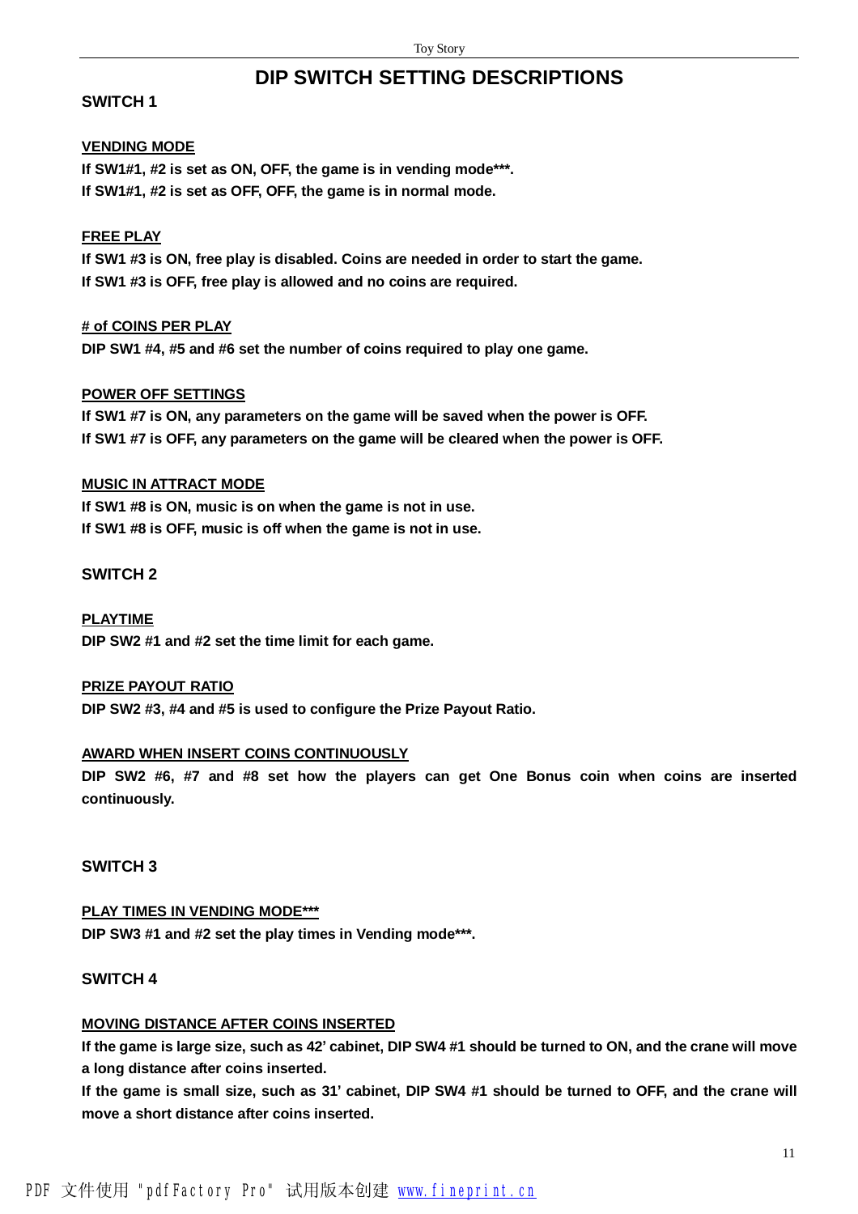# DIP SWITCH SETTING DESCRIPTIONS

## SWITCH 1

### VENDING MODE

**If SW1#1, #2 is set as ON, OFF, the game is in vending mode***.**
**If SW1#1, #2 is set as OFF, OFF, the game is in normal mode.**

### FREE PLAY

**If SW1 #3 is ON, free play is disabled. Coins are needed in order to start the game.**
**If SW1 #3 is OFF, free play is allowed and no coins are required.**

### # of COINS PER PLAY

**DIP SW1 #4, #5 and #6 set the number of coins required to play one game.**

### POWER OFF SETTINGS

**If SW1 #7 is ON, any parameters on the game will be saved when the power is OFF.**
**If SW1 #7 is OFF, any parameters on the game will be cleared when the power is OFF.**

### MUSIC IN ATTRACT MODE

**If SW1 #8 is ON, music is on when the game is not in use.**
**If SW1 #8 is OFF, music is off when the game is not in use.**

## SWITCH 2

### PLAYTIME

**DIP SW2 #1 and #2 set the time limit for each game.**

### PRIZE PAYOUT RATIO

**DIP SW2 #3, #4 and #5 is used to configure the Prize Payout Ratio.**

### AWARD WHEN INSERT COINS CONTINUOUSLY

**DIP SW2 #6, #7 and #8 set how the players can get One Bonus coin when coins are inserted continuously.**

## SWITCH 3

### PLAY TIMES IN VENDING MODE***

**DIP SW3 #1 and #2 set the play times in Vending mode***.**

## SWITCH 4

### MOVING DISTANCE AFTER COINS INSERTED

**If the game is large size, such as 42' cabinet, DIP SW4 #1 should be turned to ON, and the crane will move a long distance after coins inserted.**
**If the game is small size, such as 31' cabinet, DIP SW4 #1 should be turned to OFF, and the crane will move a short distance after coins inserted.**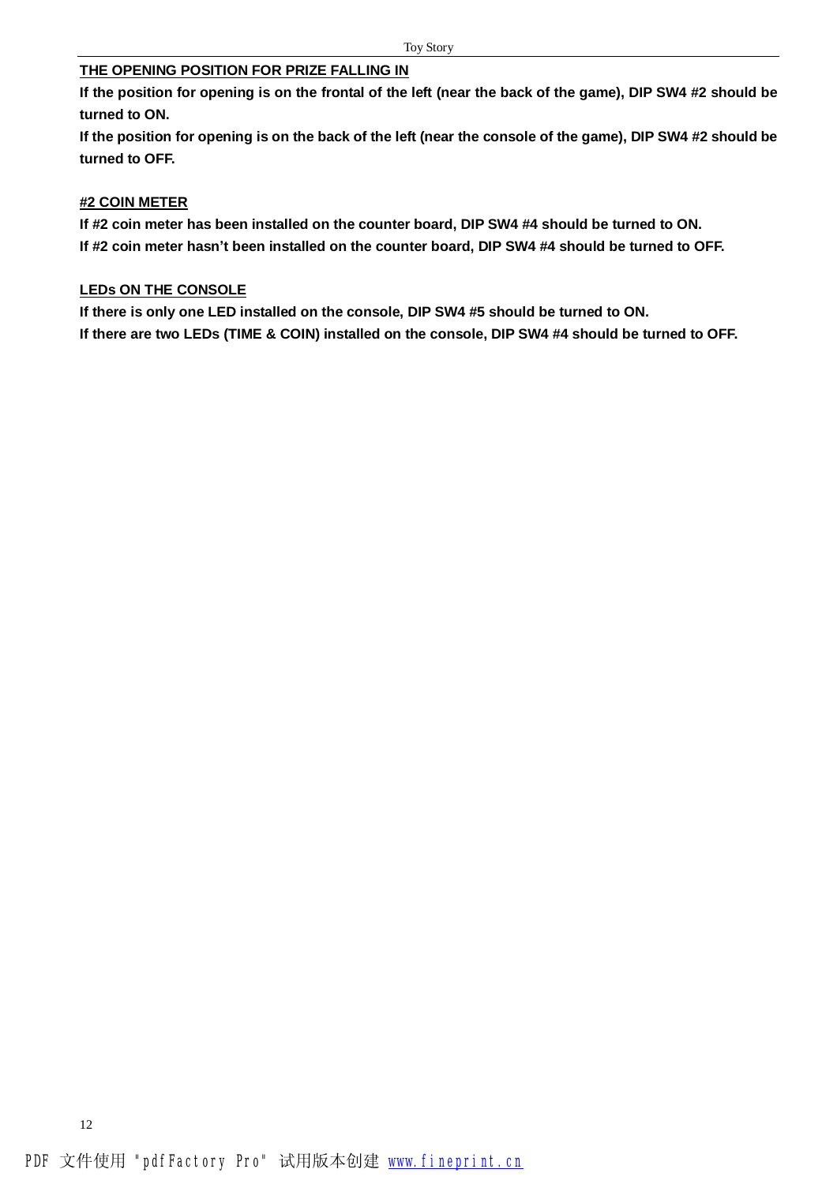**THE OPENING POSITION FOR PRIZE FALLING IN**

**If the position for opening is on the frontal of the left (near the back of the game), DIP SW4 #2 should be turned to ON.**

**If the position for opening is on the back of the left (near the console of the game), DIP SW4 #2 should be turned to OFF.**

**#2 COIN METER**

**If #2 coin meter has been installed on the counter board, DIP SW4 #4 should be turned to ON.**

**If #2 coin meter hasn't been installed on the counter board, DIP SW4 #4 should be turned to OFF.**

**LEDs ON THE CONSOLE**

**If there is only one LED installed on the console, DIP SW4 #5 should be turned to ON.**

**If there are two LEDs (TIME & COIN) installed on the console, DIP SW4 #4 should be turned to OFF.**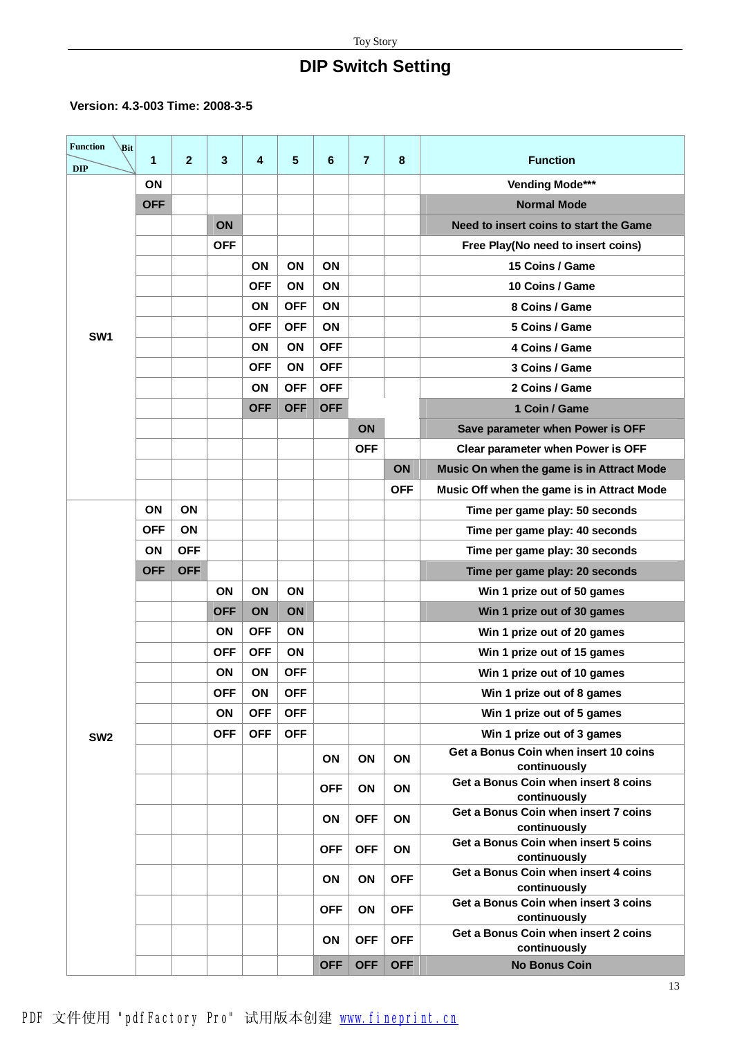# DIP Switch Setting

**Version: 4.3-003 Time: 2008-3-5**

| Function / DIP \ Bit | 1 | 2 | 3 | 4 | 5 | 6 | 7 | 8 | Function |
|---|---|---|---|---|---|---|---|---|---|
| SW1 | ON | | | | | | | | Vending Mode*** |
| | OFF | | | | | | | | Normal Mode |
| | | | ON | | | | | | Need to insert coins to start the Game |
| | | | OFF | | | | | | Free Play(No need to insert coins) |
| | | | | ON | ON | ON | | | 15 Coins / Game |
| | | | | OFF | ON | ON | | | 10 Coins / Game |
| | | | | ON | OFF | ON | | | 8 Coins / Game |
| | | | | OFF | OFF | ON | | | 5 Coins / Game |
| | | | | ON | ON | OFF | | | 4 Coins / Game |
| | | | | OFF | ON | OFF | | | 3 Coins / Game |
| | | | | ON | OFF | OFF | | | 2 Coins / Game |
| | | | | OFF | OFF | OFF | | | 1 Coin / Game |
| | | | | | | | ON | | Save parameter when Power is OFF |
| | | | | | | | OFF | | Clear parameter when Power is OFF |
| | | | | | | | | ON | Music On when the game is in Attract Mode |
| | | | | | | | | OFF | Music Off when the game is in Attract Mode |
| SW2 | ON | ON | | | | | | | Time per game play: 50 seconds |
| | OFF | ON | | | | | | | Time per game play: 40 seconds |
| | ON | OFF | | | | | | | Time per game play: 30 seconds |
| | OFF | OFF | | | | | | | Time per game play: 20 seconds |
| | | | ON | ON | ON | | | | Win 1 prize out of 50 games |
| | | | OFF | ON | ON | | | | Win 1 prize out of 30 games |
| | | | ON | OFF | ON | | | | Win 1 prize out of 20 games |
| | | | OFF | OFF | ON | | | | Win 1 prize out of 15 games |
| | | | ON | ON | OFF | | | | Win 1 prize out of 10 games |
| | | | OFF | ON | OFF | | | | Win 1 prize out of 8 games |
| | | | ON | OFF | OFF | | | | Win 1 prize out of 5 games |
| | | | OFF | OFF | OFF | | | | Win 1 prize out of 3 games |
| | | | | | | ON | ON | ON | Get a Bonus Coin when insert 10 coins continuously |
| | | | | | | OFF | ON | ON | Get a Bonus Coin when insert 8 coins continuously |
| | | | | | | ON | OFF | ON | Get a Bonus Coin when insert 7 coins continuously |
| | | | | | | OFF | OFF | ON | Get a Bonus Coin when insert 5 coins continuously |
| | | | | | | ON | ON | OFF | Get a Bonus Coin when insert 4 coins continuously |
| | | | | | | OFF | ON | OFF | Get a Bonus Coin when insert 3 coins continuously |
| | | | | | | ON | OFF | OFF | Get a Bonus Coin when insert 2 coins continuously |
| | | | | | | OFF | OFF | OFF | No Bonus Coin |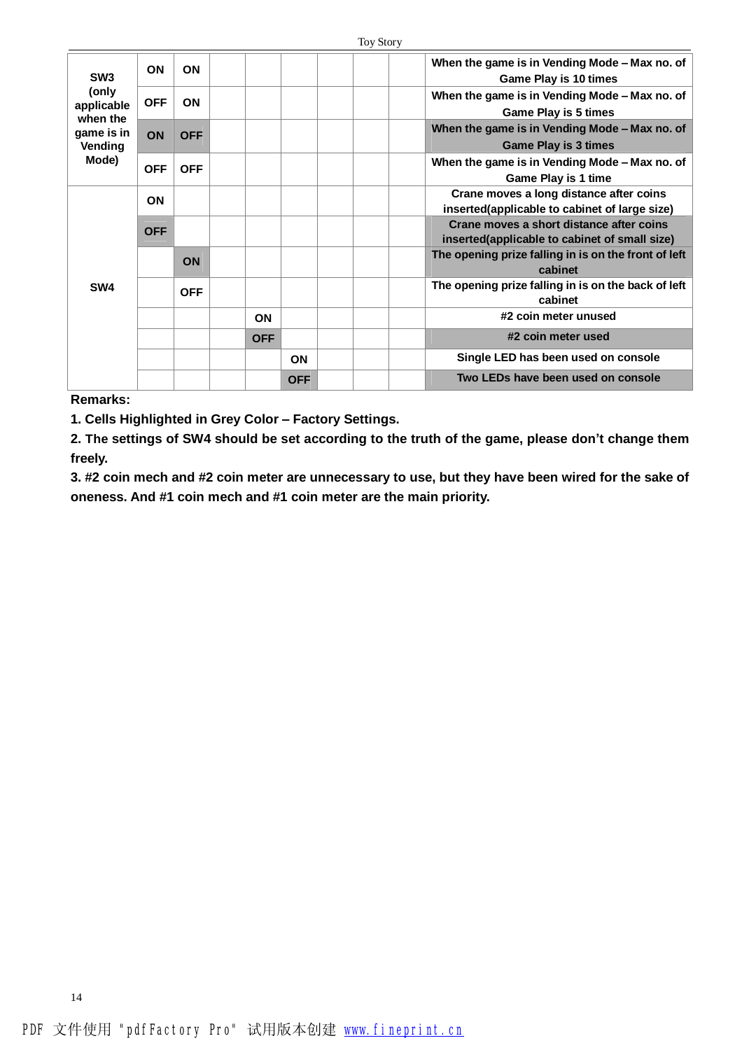| | | | | | | | | | |
|---|---|---|---|---|---|---|---|---|---|
| SW3 (only applicable when the game is in Vending Mode) | ON | ON | | | | | | | When the game is in Vending Mode – Max no. of Game Play is 10 times |
| | OFF | ON | | | | | | | When the game is in Vending Mode – Max no. of Game Play is 5 times |
| | ON | OFF | | | | | | | When the game is in Vending Mode – Max no. of Game Play is 3 times |
| | OFF | OFF | | | | | | | When the game is in Vending Mode – Max no. of Game Play is 1 time |
| SW4 | ON | | | | | | | | Crane moves a long distance after coins inserted(applicable to cabinet of large size) |
| | OFF | | | | | | | | Crane moves a short distance after coins inserted(applicable to cabinet of small size) |
| | | ON | | | | | | | The opening prize falling in is on the front of left cabinet |
| | | OFF | | | | | | | The opening prize falling in is on the back of left cabinet |
| | | | | ON | | | | | #2 coin meter unused |
| | | | | OFF | | | | | #2 coin meter used |
| | | | | | ON | | | | Single LED has been used on console |
| | | | | | OFF | | | | Two LEDs have been used on console |

**Remarks:**

**1. Cells Highlighted in Grey Color – Factory Settings.**

**2. The settings of SW4 should be set according to the truth of the game, please don't change them freely.**

**3. #2 coin mech and #2 coin meter are unnecessary to use, but they have been wired for the sake of oneness. And #1 coin mech and #1 coin meter are the main priority.**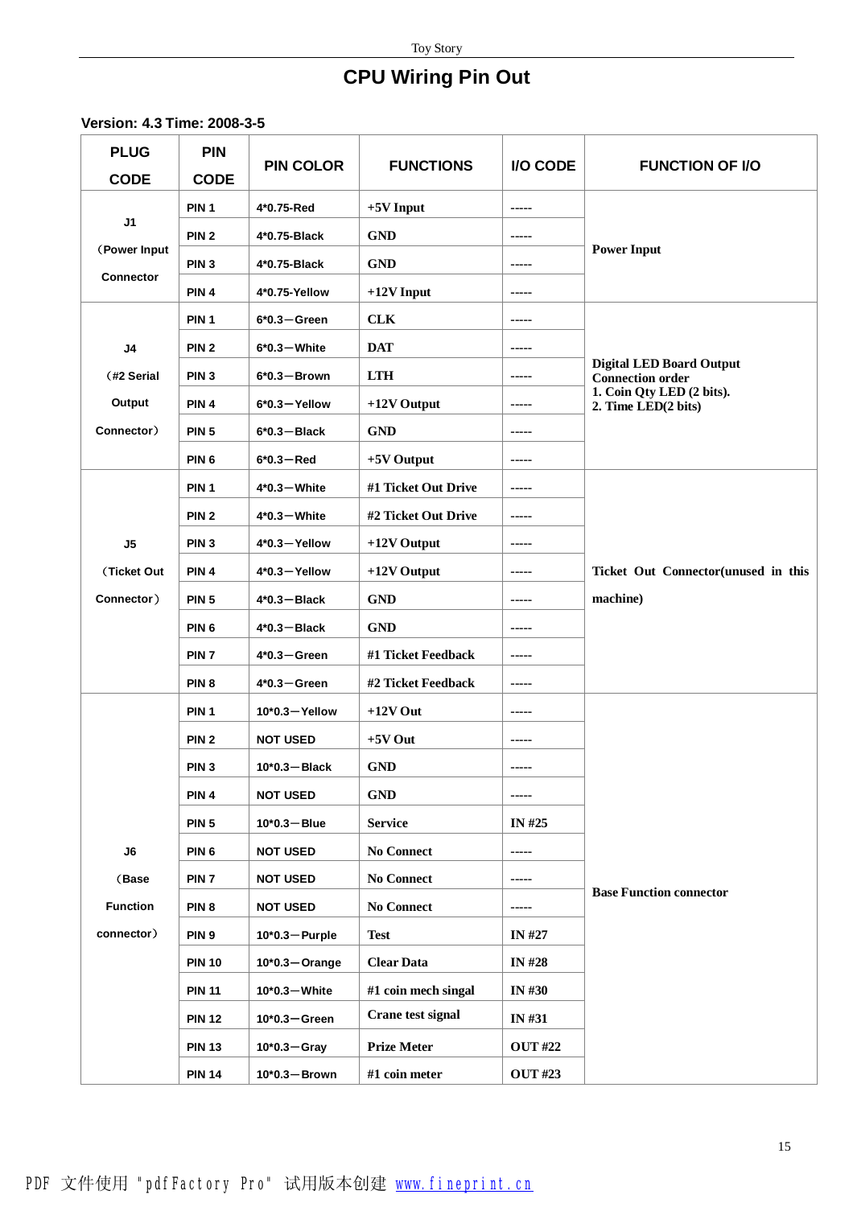# CPU Wiring Pin Out

**Version: 4.3 Time: 2008-3-5**

| PLUG CODE | PIN CODE | PIN COLOR | FUNCTIONS | I/O CODE | FUNCTION OF I/O |
|---|---|---|---|---|---|
| J1 (Power Input Connector | PIN 1 | 4*0.75-Red | +5V Input | ----- | Power Input |
| | PIN 2 | 4*0.75-Black | GND | ----- | |
| | PIN 3 | 4*0.75-Black | GND | ----- | |
| | PIN 4 | 4*0.75-Yellow | +12V Input | ----- | |
| J4 (#2 Serial Output Connector) | PIN 1 | 6*0.3—Green | CLK | ----- | Digital LED Board Output Connection order 1. Coin Qty LED (2 bits). 2. Time LED(2 bits) |
| | PIN 2 | 6*0.3—White | DAT | ----- | |
| | PIN 3 | 6*0.3—Brown | LTH | ----- | |
| | PIN 4 | 6*0.3—Yellow | +12V Output | ----- | |
| | PIN 5 | 6*0.3—Black | GND | ----- | |
| | PIN 6 | 6*0.3—Red | +5V Output | ----- | |
| J5 (Ticket Out Connector) | PIN 1 | 4*0.3—White | #1 Ticket Out Drive | ----- | Ticket Out Connector(unused in this machine) |
| | PIN 2 | 4*0.3—White | #2 Ticket Out Drive | ----- | |
| | PIN 3 | 4*0.3—Yellow | +12V Output | ----- | |
| | PIN 4 | 4*0.3—Yellow | +12V Output | ----- | |
| | PIN 5 | 4*0.3—Black | GND | ----- | |
| | PIN 6 | 4*0.3—Black | GND | ----- | |
| | PIN 7 | 4*0.3—Green | #1 Ticket Feedback | ----- | |
| | PIN 8 | 4*0.3—Green | #2 Ticket Feedback | ----- | |
| J6 (Base Function connector) | PIN 1 | 10*0.3—Yellow | +12V Out | ----- | Base Function connector |
| | PIN 2 | NOT USED | +5V Out | ----- | |
| | PIN 3 | 10*0.3—Black | GND | ----- | |
| | PIN 4 | NOT USED | GND | ----- | |
| | PIN 5 | 10*0.3—Blue | Service | IN #25 | |
| | PIN 6 | NOT USED | No Connect | ----- | |
| | PIN 7 | NOT USED | No Connect | ----- | |
| | PIN 8 | NOT USED | No Connect | ----- | |
| | PIN 9 | 10*0.3—Purple | Test | IN #27 | |
| | PIN 10 | 10*0.3—Orange | Clear Data | IN #28 | |
| | PIN 11 | 10*0.3—White | #1 coin mech singal | IN #30 | |
| | PIN 12 | 10*0.3—Green | Crane test signal | IN #31 | |
| | PIN 13 | 10*0.3—Gray | Prize Meter | OUT #22 | |
| | PIN 14 | 10*0.3—Brown | #1 coin meter | OUT #23 | |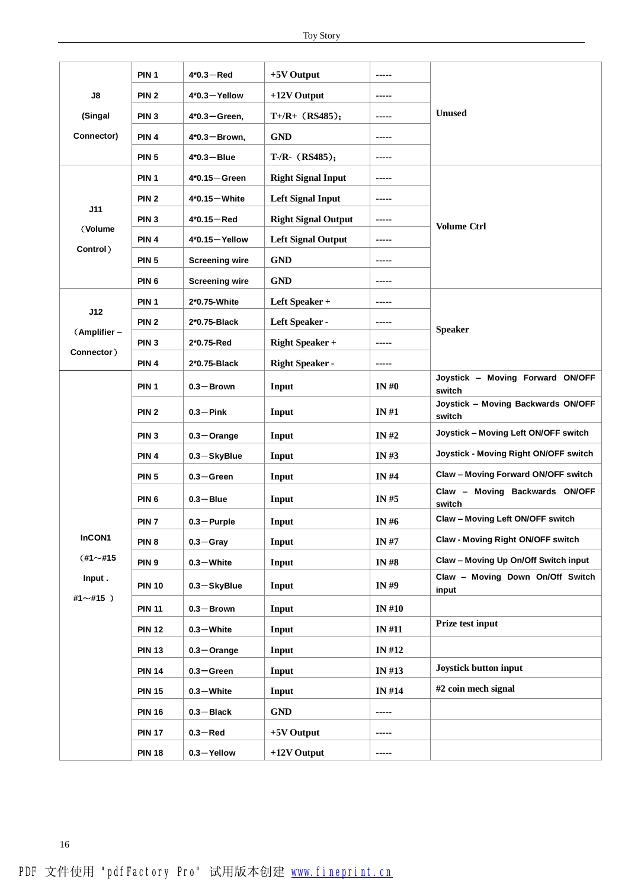| | | | | | |
|---|---|---|---|---|---|
| J8 (Singal Connector) | PIN 1 | 4*0.3－Red | +5V Output | ----- | Unused |
| | PIN 2 | 4*0.3－Yellow | +12V Output | ----- | |
| | PIN 3 | 4*0.3－Green, | T+/R+（RS485）; | ----- | |
| | PIN 4 | 4*0.3－Brown, | GND | ----- | |
| | PIN 5 | 4*0.3－Blue | T-/R-（RS485）; | ----- | |
| J11 （Volume Control） | PIN 1 | 4*0.15－Green | Right Signal Input | ----- | Volume Ctrl |
| | PIN 2 | 4*0.15－White | Left Signal Input | ----- | |
| | PIN 3 | 4*0.15－Red | Right Signal Output | ----- | |
| | PIN 4 | 4*0.15－Yellow | Left Signal Output | ----- | |
| | PIN 5 | Screening wire | GND | ----- | |
| | PIN 6 | Screening wire | GND | ----- | |
| J12 （Amplifier – Connector） | PIN 1 | 2*0.75-White | Left Speaker + | ----- | Speaker |
| | PIN 2 | 2*0.75-Black | Left Speaker - | ----- | |
| | PIN 3 | 2*0.75-Red | Right Speaker + | ----- | |
| | PIN 4 | 2*0.75-Black | Right Speaker - | ----- | |
| InCON1 （#1～#15 Input . #1～#15 ） | PIN 1 | 0.3－Brown | Input | IN #0 | Joystick – Moving Forward ON/OFF switch |
| | PIN 2 | 0.3－Pink | Input | IN #1 | Joystick – Moving Backwards ON/OFF switch |
| | PIN 3 | 0.3－Orange | Input | IN #2 | Joystick – Moving Left ON/OFF switch |
| | PIN 4 | 0.3－SkyBlue | Input | IN #3 | Joystick - Moving Right ON/OFF switch |
| | PIN 5 | 0.3－Green | Input | IN #4 | Claw – Moving Forward ON/OFF switch |
| | PIN 6 | 0.3－Blue | Input | IN #5 | Claw – Moving Backwards ON/OFF switch |
| | PIN 7 | 0.3－Purple | Input | IN #6 | Claw – Moving Left ON/OFF switch |
| | PIN 8 | 0.3－Gray | Input | IN #7 | Claw - Moving Right ON/OFF switch |
| | PIN 9 | 0.3－White | Input | IN #8 | Claw – Moving Up On/Off Switch input |
| | PIN 10 | 0.3－SkyBlue | Input | IN #9 | Claw – Moving Down On/Off Switch input |
| | PIN 11 | 0.3－Brown | Input | IN #10 | |
| | PIN 12 | 0.3－White | Input | IN #11 | Prize test input |
| | PIN 13 | 0.3－Orange | Input | IN #12 | |
| | PIN 14 | 0.3－Green | Input | IN #13 | Joystick button input |
| | PIN 15 | 0.3－White | Input | IN #14 | #2 coin mech signal |
| | PIN 16 | 0.3－Black | GND | ----- | |
| | PIN 17 | 0.3－Red | +5V Output | ----- | |
| | PIN 18 | 0.3－Yellow | +12V Output | ----- | |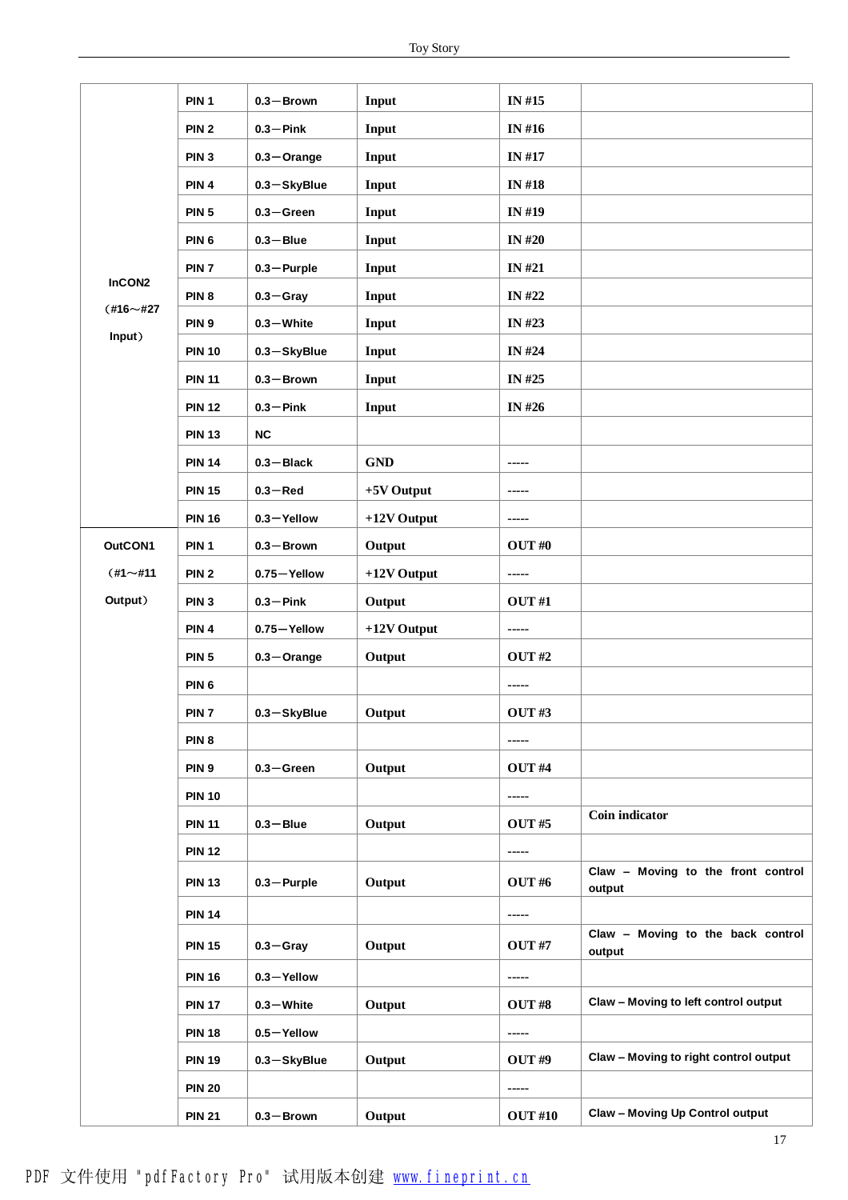| | | | | | |
|---|---|---|---|---|---|
| InCON2 (#16～#27 Input) | PIN 1 | 0.3－Brown | Input | IN #15 | |
| | PIN 2 | 0.3－Pink | Input | IN #16 | |
| | PIN 3 | 0.3－Orange | Input | IN #17 | |
| | PIN 4 | 0.3－SkyBlue | Input | IN #18 | |
| | PIN 5 | 0.3－Green | Input | IN #19 | |
| | PIN 6 | 0.3－Blue | Input | IN #20 | |
| | PIN 7 | 0.3－Purple | Input | IN #21 | |
| | PIN 8 | 0.3－Gray | Input | IN #22 | |
| | PIN 9 | 0.3－White | Input | IN #23 | |
| | PIN 10 | 0.3－SkyBlue | Input | IN #24 | |
| | PIN 11 | 0.3－Brown | Input | IN #25 | |
| | PIN 12 | 0.3－Pink | Input | IN #26 | |
| | PIN 13 | NC | | | |
| | PIN 14 | 0.3－Black | GND | ----- | |
| | PIN 15 | 0.3－Red | +5V Output | ----- | |
| | PIN 16 | 0.3－Yellow | +12V Output | ----- | |
| OutCON1 (#1～#11 Output) | PIN 1 | 0.3－Brown | Output | OUT #0 | |
| | PIN 2 | 0.75－Yellow | +12V Output | ----- | |
| | PIN 3 | 0.3－Pink | Output | OUT #1 | |
| | PIN 4 | 0.75－Yellow | +12V Output | ----- | |
| | PIN 5 | 0.3－Orange | Output | OUT #2 | |
| | PIN 6 | | | ----- | |
| | PIN 7 | 0.3－SkyBlue | Output | OUT #3 | |
| | PIN 8 | | | ----- | |
| | PIN 9 | 0.3－Green | Output | OUT #4 | |
| | PIN 10 | | | ----- | |
| | PIN 11 | 0.3－Blue | Output | OUT #5 | Coin indicator |
| | PIN 12 | | | ----- | |
| | PIN 13 | 0.3－Purple | Output | OUT #6 | Claw – Moving to the front control output |
| | PIN 14 | | | ----- | |
| | PIN 15 | 0.3－Gray | Output | OUT #7 | Claw – Moving to the back control output |
| | PIN 16 | 0.3－Yellow | | ----- | |
| | PIN 17 | 0.3－White | Output | OUT #8 | Claw – Moving to left control output |
| | PIN 18 | 0.5－Yellow | | ----- | |
| | PIN 19 | 0.3－SkyBlue | Output | OUT #9 | Claw – Moving to right control output |
| | PIN 20 | | | ----- | |
| | PIN 21 | 0.3－Brown | Output | OUT #10 | Claw – Moving Up Control output |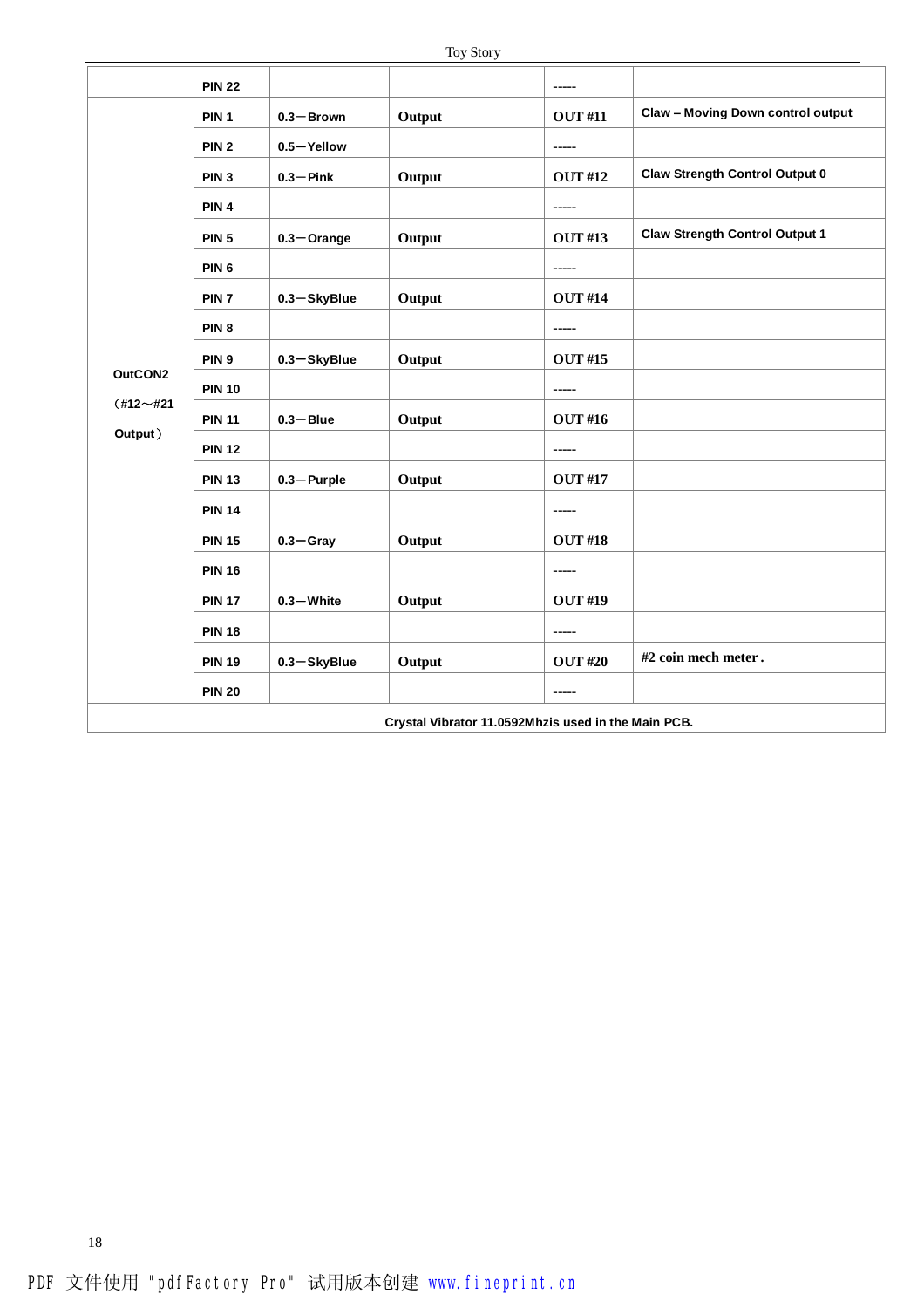| | | | | | |
|---|---|---|---|---|---|
| | **PIN 22** | | | ----- | |
| **OutCON2 （#12～#21 Output）** | **PIN 1** | **0.3—Brown** | **Output** | **OUT #11** | **Claw – Moving Down control output** |
| | **PIN 2** | **0.5—Yellow** | | ----- | |
| | **PIN 3** | **0.3—Pink** | **Output** | **OUT #12** | **Claw Strength Control Output 0** |
| | **PIN 4** | | | ----- | |
| | **PIN 5** | **0.3—Orange** | **Output** | **OUT #13** | **Claw Strength Control Output 1** |
| | **PIN 6** | | | ----- | |
| | **PIN 7** | **0.3—SkyBlue** | **Output** | **OUT #14** | |
| | **PIN 8** | | | ----- | |
| | **PIN 9** | **0.3—SkyBlue** | **Output** | **OUT #15** | |
| | **PIN 10** | | | ----- | |
| | **PIN 11** | **0.3—Blue** | **Output** | **OUT #16** | |
| | **PIN 12** | | | ----- | |
| | **PIN 13** | **0.3—Purple** | **Output** | **OUT #17** | |
| | **PIN 14** | | | ----- | |
| | **PIN 15** | **0.3—Gray** | **Output** | **OUT #18** | |
| | **PIN 16** | | | ----- | |
| | **PIN 17** | **0.3—White** | **Output** | **OUT #19** | |
| | **PIN 18** | | | ----- | |
| | **PIN 19** | **0.3—SkyBlue** | **Output** | **OUT #20** | **#2 coin mech meter .** |
| | **PIN 20** | | | ----- | |
| | **Crystal Vibrator 11.0592Mhzis used in the Main PCB.** | | | | |

PDF 文件使用 "pdfFactory Pro" 试用版本创建 www.fineprint.cn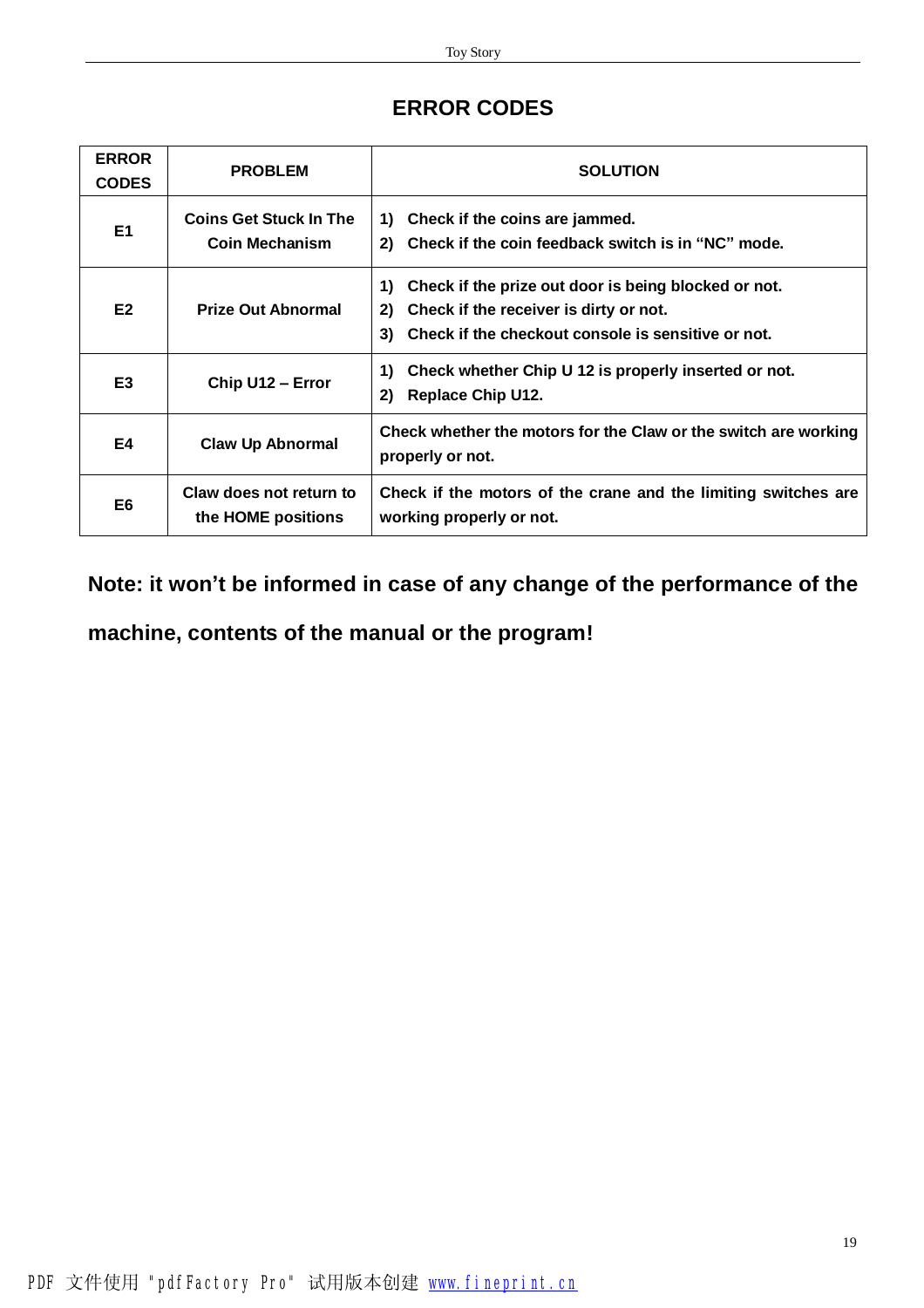# ERROR CODES

| ERROR CODES | PROBLEM | SOLUTION |
| --- | --- | --- |
| E1 | Coins Get Stuck In The Coin Mechanism | 1) Check if the coins are jammed.<br>2) Check if the coin feedback switch is in "NC" mode. |
| E2 | Prize Out Abnormal | 1) Check if the prize out door is being blocked or not.<br>2) Check if the receiver is dirty or not.<br>3) Check if the checkout console is sensitive or not. |
| E3 | Chip U12 – Error | 1) Check whether Chip U 12 is properly inserted or not.<br>2) Replace Chip U12. |
| E4 | Claw Up Abnormal | Check whether the motors for the Claw or the switch are working properly or not. |
| E6 | Claw does not return to the HOME positions | Check if the motors of the crane and the limiting switches are working properly or not. |

**Note: it won't be informed in case of any change of the performance of the machine, contents of the manual or the program!**